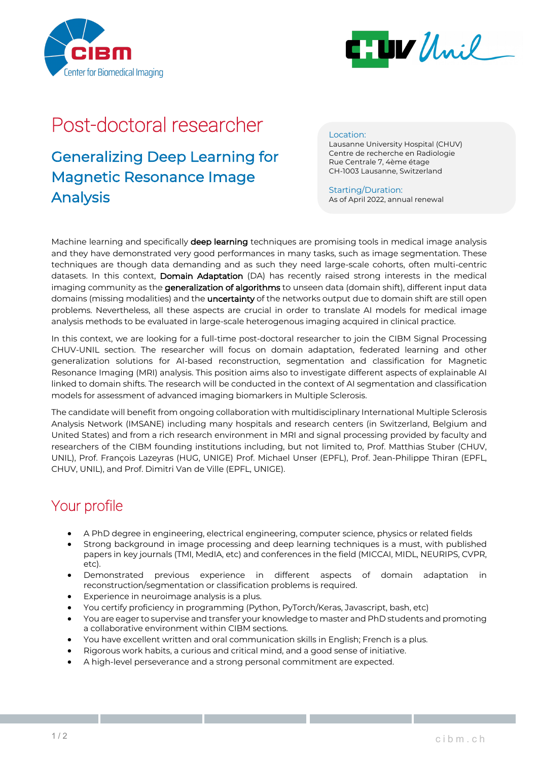# Post-doctoral researcher

## Generalizing Deep Learning for Magnetic Resonance Image Analysis

Location:
Lausanne University Hospital (CHUV)
Centre de recherche en Radiologie
Rue Centrale 7, 4ème étage
CH-1003 Lausanne, Switzerland

Starting/Duration:
As of April 2022, annual renewal

Machine learning and specifically **deep learning** techniques are promising tools in medical image analysis and they have demonstrated very good performances in many tasks, such as image segmentation. These techniques are though data demanding and as such they need large-scale cohorts, often multi-centric datasets. In this context, **Domain Adaptation** (DA) has recently raised strong interests in the medical imaging community as the **generalization of algorithms** to unseen data (domain shift), different input data domains (missing modalities) and the **uncertainty** of the networks output due to domain shift are still open problems. Nevertheless, all these aspects are crucial in order to translate AI models for medical image analysis methods to be evaluated in large-scale heterogenous imaging acquired in clinical practice.

In this context, we are looking for a full-time post-doctoral researcher to join the CIBM Signal Processing CHUV-UNIL section. The researcher will focus on domain adaptation, federated learning and other generalization solutions for AI-based reconstruction, segmentation and classification for Magnetic Resonance Imaging (MRI) analysis. This position aims also to investigate different aspects of explainable AI linked to domain shifts. The research will be conducted in the context of AI segmentation and classification models for assessment of advanced imaging biomarkers in Multiple Sclerosis.

The candidate will benefit from ongoing collaboration with multidisciplinary International Multiple Sclerosis Analysis Network (IMSANE) including many hospitals and research centers (in Switzerland, Belgium and United States) and from a rich research environment in MRI and signal processing provided by faculty and researchers of the CIBM founding institutions including, but not limited to, Prof. Matthias Stuber (CHUV, UNIL), Prof. François Lazeyras (HUG, UNIGE) Prof. Michael Unser (EPFL), Prof. Jean-Philippe Thiran (EPFL, CHUV, UNIL), and Prof. Dimitri Van de Ville (EPFL, UNIGE).

## Your profile

- A PhD degree in engineering, electrical engineering, computer science, physics or related fields
- Strong background in image processing and deep learning techniques is a must, with published papers in key journals (TMI, MedIA, etc) and conferences in the field (MICCAI, MIDL, NEURIPS, CVPR, etc).
- Demonstrated previous experience in different aspects of domain adaptation in reconstruction/segmentation or classification problems is required.
- Experience in neuroimage analysis is a plus.
- You certify proficiency in programming (Python, PyTorch/Keras, Javascript, bash, etc)
- You are eager to supervise and transfer your knowledge to master and PhD students and promoting a collaborative environment within CIBM sections.
- You have excellent written and oral communication skills in English; French is a plus.
- Rigorous work habits, a curious and critical mind, and a good sense of initiative.
- A high-level perseverance and a strong personal commitment are expected.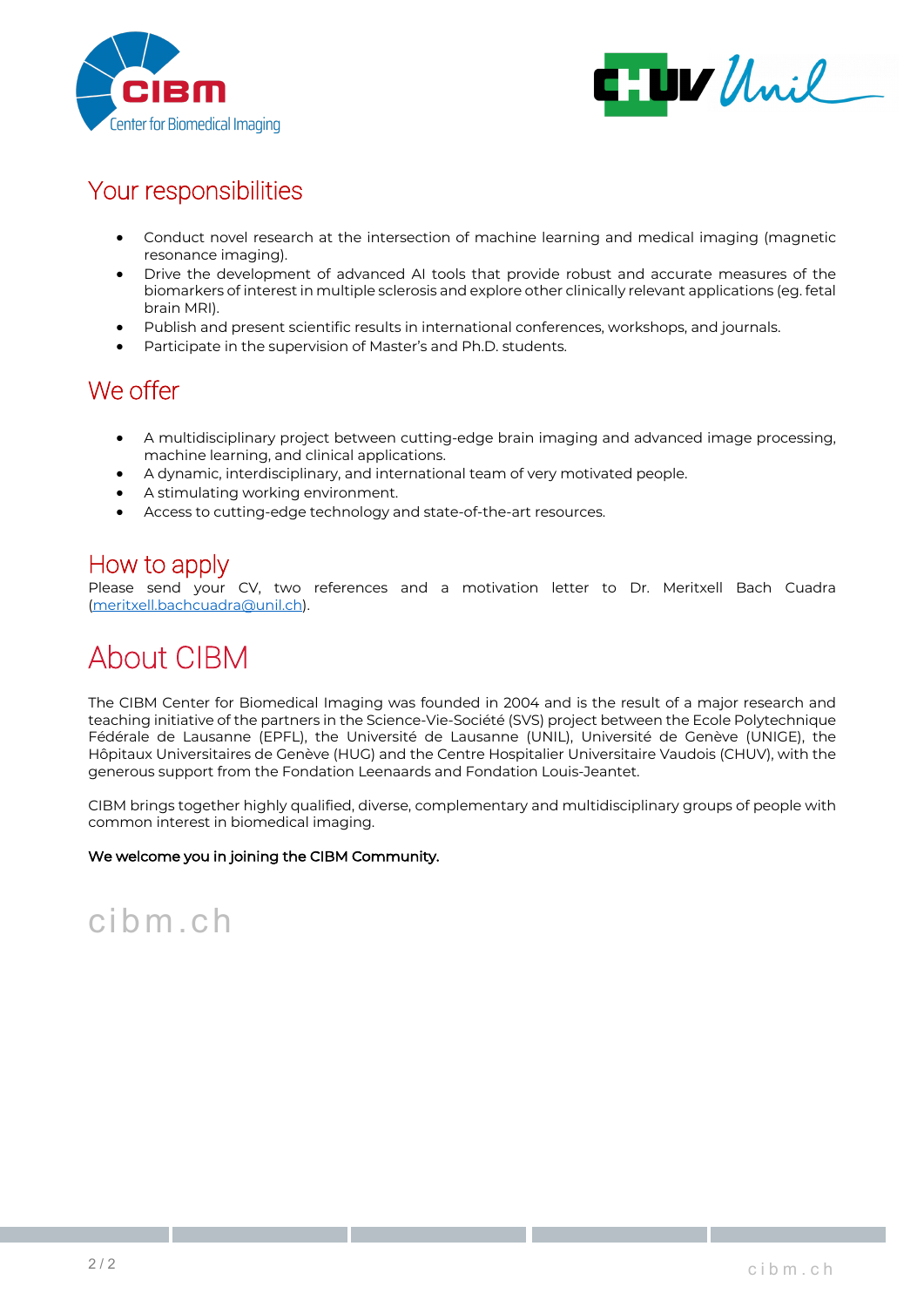## Your responsibilities

- Conduct novel research at the intersection of machine learning and medical imaging (magnetic resonance imaging).
- Drive the development of advanced AI tools that provide robust and accurate measures of the biomarkers of interest in multiple sclerosis and explore other clinically relevant applications (eg. fetal brain MRI).
- Publish and present scientific results in international conferences, workshops, and journals.
- Participate in the supervision of Master's and Ph.D. students.

## We offer

- A multidisciplinary project between cutting-edge brain imaging and advanced image processing, machine learning, and clinical applications.
- A dynamic, interdisciplinary, and international team of very motivated people.
- A stimulating working environment.
- Access to cutting-edge technology and state-of-the-art resources.

## How to apply

Please send your CV, two references and a motivation letter to Dr. Meritxell Bach Cuadra (meritxell.bachcuadra@unil.ch).

# About CIBM

The CIBM Center for Biomedical Imaging was founded in 2004 and is the result of a major research and teaching initiative of the partners in the Science-Vie-Société (SVS) project between the Ecole Polytechnique Fédérale de Lausanne (EPFL), the Université de Lausanne (UNIL), Université de Genève (UNIGE), the Hôpitaux Universitaires de Genève (HUG) and the Centre Hospitalier Universitaire Vaudois (CHUV), with the generous support from the Fondation Leenaards and Fondation Louis-Jeantet.

CIBM brings together highly qualified, diverse, complementary and multidisciplinary groups of people with common interest in biomedical imaging.

**We welcome you in joining the CIBM Community.**

cibm.ch